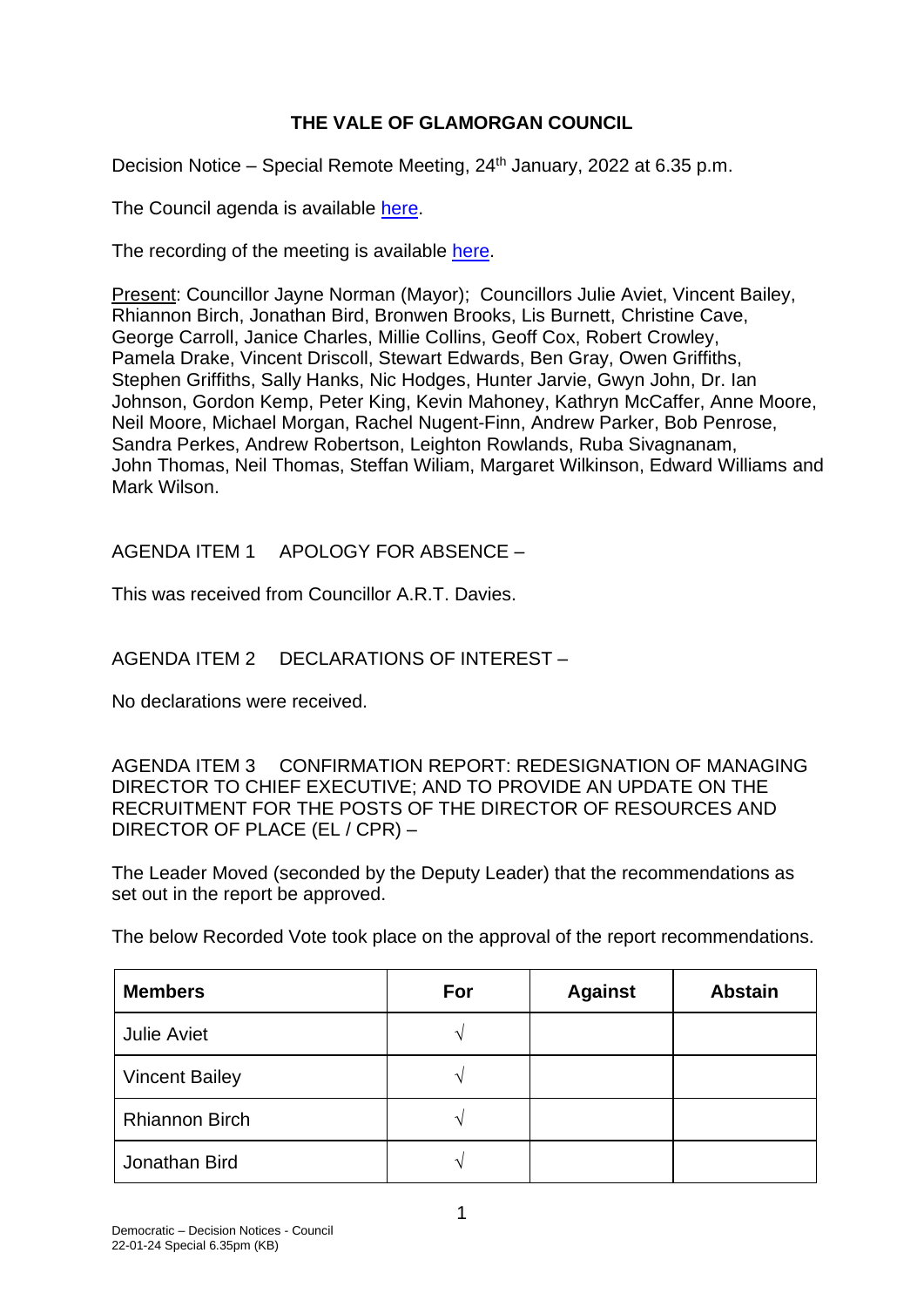# THE VALE OF GLAMORGAN COUNCIL

Decision Notice – Special Remote Meeting, 24th January, 2022 at 6.35 p.m.

The Council agenda is available here.

The recording of the meeting is available here.

Present: Councillor Jayne Norman (Mayor); Councillors Julie Aviet, Vincent Bailey, Rhiannon Birch, Jonathan Bird, Bronwen Brooks, Lis Burnett, Christine Cave, George Carroll, Janice Charles, Millie Collins, Geoff Cox, Robert Crowley, Pamela Drake, Vincent Driscoll, Stewart Edwards, Ben Gray, Owen Griffiths, Stephen Griffiths, Sally Hanks, Nic Hodges, Hunter Jarvie, Gwyn John, Dr. Ian Johnson, Gordon Kemp, Peter King, Kevin Mahoney, Kathryn McCaffer, Anne Moore, Neil Moore, Michael Morgan, Rachel Nugent-Finn, Andrew Parker, Bob Penrose, Sandra Perkes, Andrew Robertson, Leighton Rowlands, Ruba Sivagnanam, John Thomas, Neil Thomas, Steffan Wiliam, Margaret Wilkinson, Edward Williams and Mark Wilson.

AGENDA ITEM 1 APOLOGY FOR ABSENCE –

This was received from Councillor A.R.T. Davies.

AGENDA ITEM 2 DECLARATIONS OF INTEREST –

No declarations were received.

AGENDA ITEM 3 CONFIRMATION REPORT: REDESIGNATION OF MANAGING DIRECTOR TO CHIEF EXECUTIVE; AND TO PROVIDE AN UPDATE ON THE RECRUITMENT FOR THE POSTS OF THE DIRECTOR OF RESOURCES AND DIRECTOR OF PLACE (EL / CPR) –

The Leader Moved (seconded by the Deputy Leader) that the recommendations as set out in the report be approved.

The below Recorded Vote took place on the approval of the report recommendations.

| Members | For | Against | Abstain |
|---|---|---|---|
| Julie Aviet | √ | | |
| Vincent Bailey | √ | | |
| Rhiannon Birch | √ | | |
| Jonathan Bird | √ | | |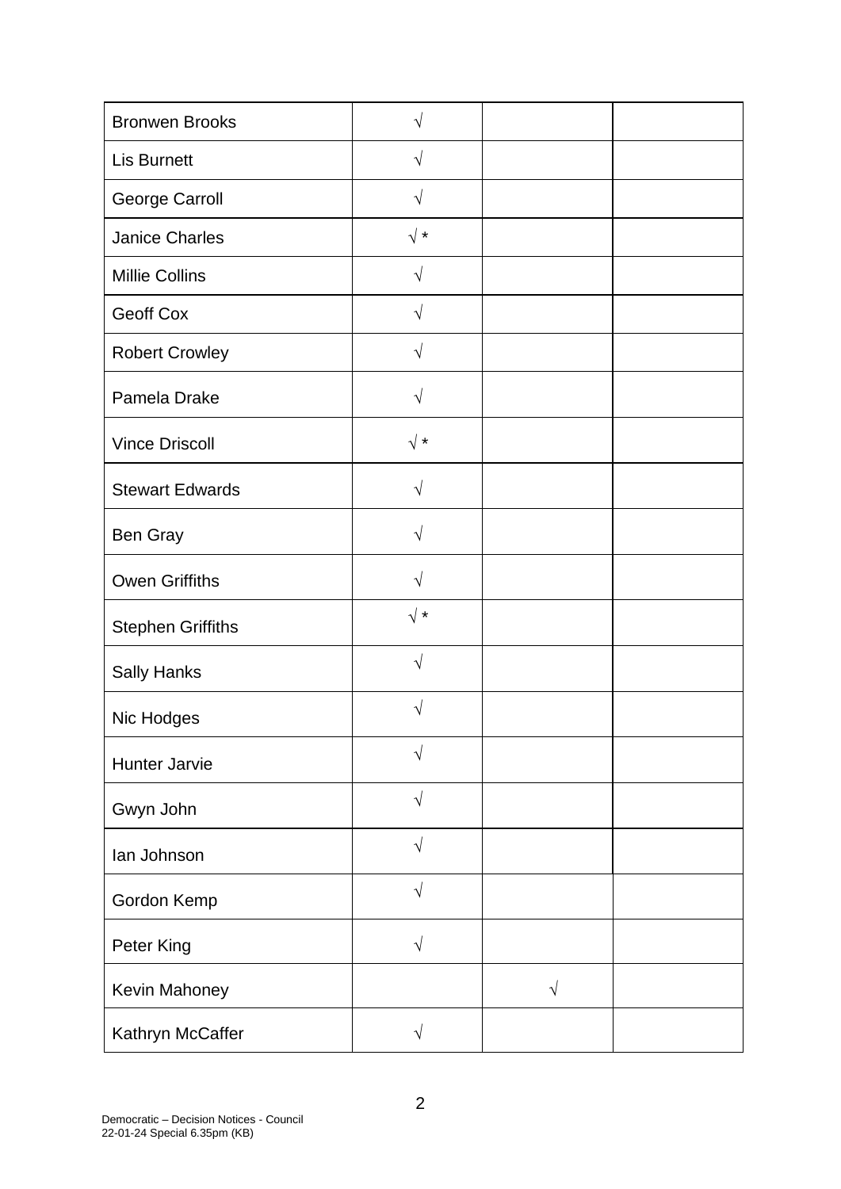| | | | |
|---|---|---|---|
| Bronwen Brooks | √ | | |
| Lis Burnett | √ | | |
| George Carroll | √ | | |
| Janice Charles | √ * | | |
| Millie Collins | √ | | |
| Geoff Cox | √ | | |
| Robert Crowley | √ | | |
| Pamela Drake | √ | | |
| Vince Driscoll | √ * | | |
| Stewart Edwards | √ | | |
| Ben Gray | √ | | |
| Owen Griffiths | √ | | |
| Stephen Griffiths | √ * | | |
| Sally Hanks | √ | | |
| Nic Hodges | √ | | |
| Hunter Jarvie | √ | | |
| Gwyn John | √ | | |
| Ian Johnson | √ | | |
| Gordon Kemp | √ | | |
| Peter King | √ | | |
| Kevin Mahoney | | √ | |
| Kathryn McCaffer | √ | | |

Democratic – Decision Notices - Council
22-01-24 Special 6.35pm (KB)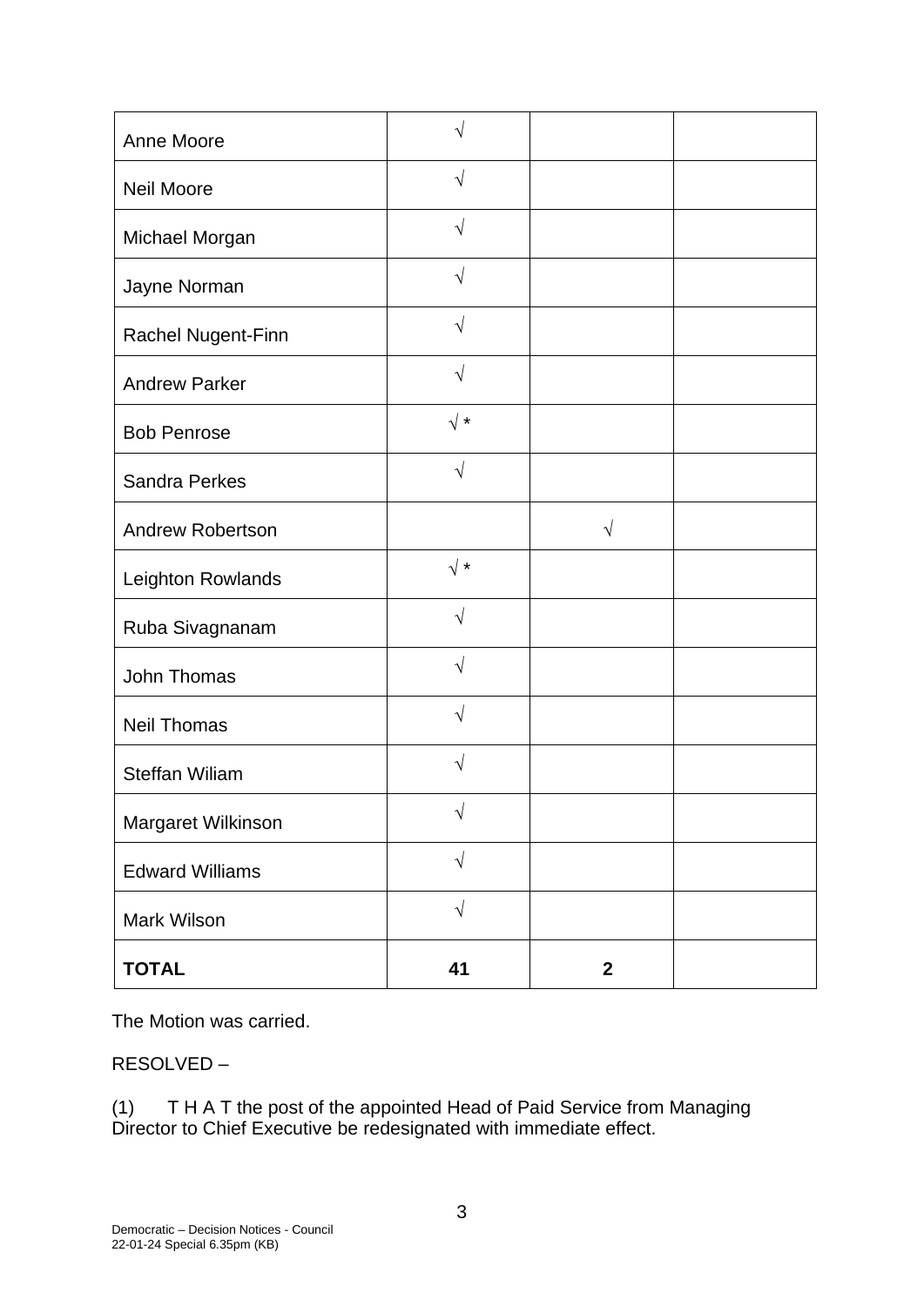| | | | |
|---|---|---|---|
| Anne Moore | √ | | |
| Neil Moore | √ | | |
| Michael Morgan | √ | | |
| Jayne Norman | √ | | |
| Rachel Nugent-Finn | √ | | |
| Andrew Parker | √ | | |
| Bob Penrose | √ * | | |
| Sandra Perkes | √ | | |
| Andrew Robertson | | √ | |
| Leighton Rowlands | √ * | | |
| Ruba Sivagnanam | √ | | |
| John Thomas | √ | | |
| Neil Thomas | √ | | |
| Steffan Wiliam | √ | | |
| Margaret Wilkinson | √ | | |
| Edward Williams | √ | | |
| Mark Wilson | √ | | |
| **TOTAL** | **41** | **2** | |

The Motion was carried.

RESOLVED –

(1) T H A T the post of the appointed Head of Paid Service from Managing Director to Chief Executive be redesignated with immediate effect.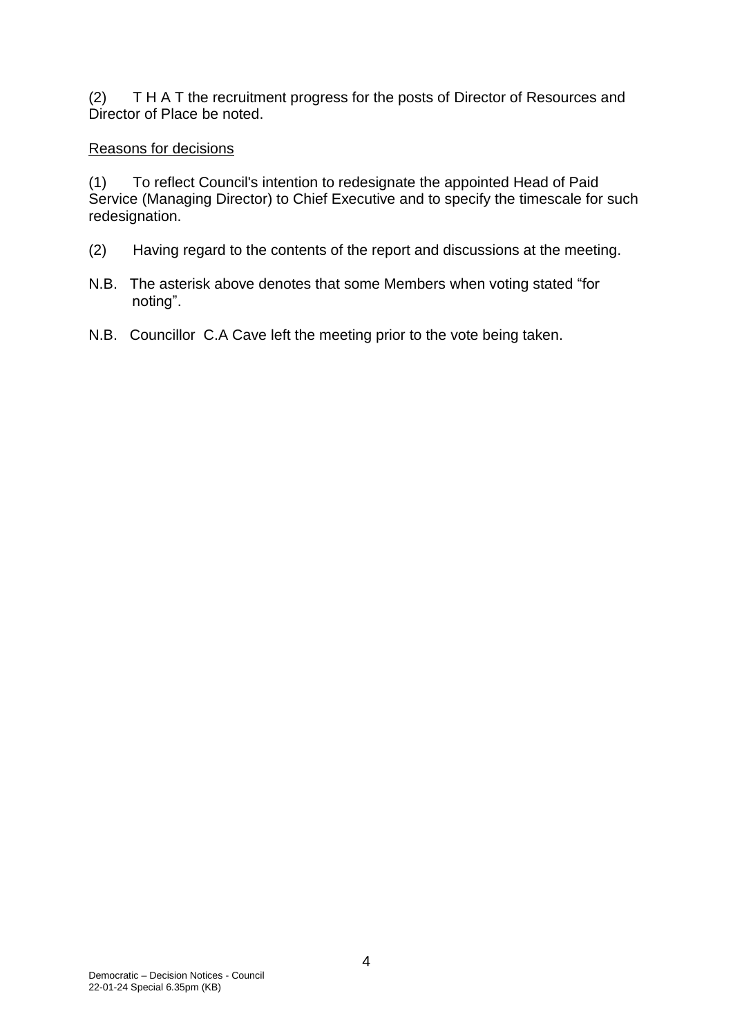(2) T H A T the recruitment progress for the posts of Director of Resources and Director of Place be noted.

<u>Reasons for decisions</u>

(1) To reflect Council's intention to redesignate the appointed Head of Paid Service (Managing Director) to Chief Executive and to specify the timescale for such redesignation.

(2) Having regard to the contents of the report and discussions at the meeting.

N.B. The asterisk above denotes that some Members when voting stated "for noting".

N.B. Councillor C.A Cave left the meeting prior to the vote being taken.